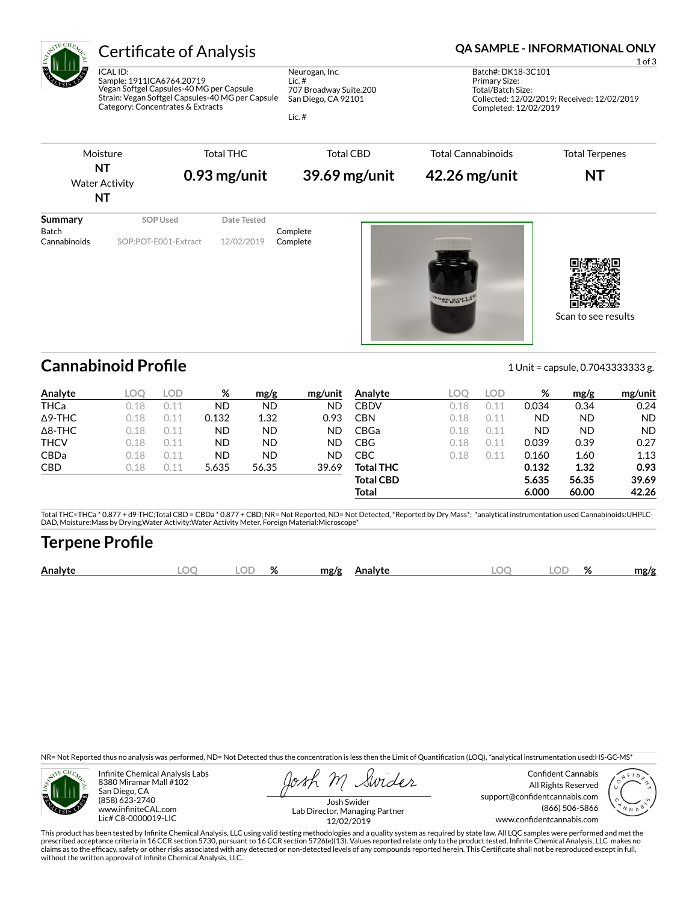# Certificate of Analysis

**QA SAMPLE - INFORMATIONAL ONLY**

ICAL ID:
Sample: 1911ICA6764.20719
Vegan Softgel Capsules-40 MG per Capsule
Strain: Vegan Softgel Capsules-40 MG per Capsule
Category: Concentrates & Extracts

Neurogan, Inc.
Lic. #
707 Broadway Suite.200
San Diego, CA 92101

Lic. #

Batch#: DK18-3C101
Primary Size:
Total/Batch Size:
Collected: 12/02/2019; Received: 12/02/2019
Completed: 12/02/2019

| Moisture | Total THC | Total CBD | Total Cannabinoids | Total Terpenes |
|---|---|---|---|---|
| **NT** | **0.93 mg/unit** | **39.69 mg/unit** | **42.26 mg/unit** | **NT** |
| Water Activity **NT** | | | | |

| Summary | SOP Used | Date Tested | |
|---|---|---|---|
| Batch | | | Complete |
| Cannabinoids | SOP:POT-E001-Extract | 12/02/2019 | Complete |

Scan to see results

## Cannabinoid Profile

1 Unit = capsule, 0.7043333333 g.

| Analyte | LOQ | LOD | % | mg/g | mg/unit |
|---|---|---|---|---|---|
| THCa | 0.18 | 0.11 | ND | ND | ND |
| Δ9-THC | 0.18 | 0.11 | 0.132 | 1.32 | 0.93 |
| Δ8-THC | 0.18 | 0.11 | ND | ND | ND |
| THCV | 0.18 | 0.11 | ND | ND | ND |
| CBDa | 0.18 | 0.11 | ND | ND | ND |
| CBD | 0.18 | 0.11 | 5.635 | 56.35 | 39.69 |
| CBDV | 0.18 | 0.11 | 0.034 | 0.34 | 0.24 |
| CBN | 0.18 | 0.11 | ND | ND | ND |
| CBGa | 0.18 | 0.11 | ND | ND | ND |
| CBG | 0.18 | 0.11 | 0.039 | 0.39 | 0.27 |
| CBC | 0.18 | 0.11 | 0.160 | 1.60 | 1.13 |
| **Total THC** | | | **0.132** | **1.32** | **0.93** |
| **Total CBD** | | | **5.635** | **56.35** | **39.69** |
| **Total** | | | **6.000** | **60.00** | **42.26** |

Total THC=THCa * 0.877 + d9-THC;Total CBD = CBDa * 0.877 + CBD; NR= Not Reported, ND= Not Detected, *Reported by Dry Mass*; *analytical instrumentation used Cannabinoids:UHPLC-DAD, Moisture:Mass by Drying,Water Activity:Water Activity Meter, Foreign Material:Microscope*

## Terpene Profile

| Analyte | LOQ | LOD | % | mg/g | Analyte | LOQ | LOD | % | mg/g |
|---|---|---|---|---|---|---|---|---|---|

NR= Not Reported thus no analysis was performed, ND= Not Detected thus the concentration is less then the Limit of Quantification (LOQ), *analytical instrumentation used:HS-GC-MS*

Infinite Chemical Analysis Labs
8380 Miramar Mall #102
San Diego, CA
(858) 623-2740
www.infiniteCAL.com
Lic# C8-0000019-LIC

Josh Swider
Lab Director, Managing Partner
12/02/2019

Confident Cannabis
All Rights Reserved
support@confidentcannabis.com
(866) 506-5866
www.confidentcannabis.com

This product has been tested by Infinite Chemical Analysis, LLC using valid testing methodologies and a quality system as required by state law. All LQC samples were performed and met the prescribed acceptance criteria in 16 CCR section 5730, pursuant to 16 CCR section 5726(e)(13). Values reported relate only to the product tested. Infinite Chemical Analysis, LLC makes no claims as to the efficacy, safety or other risks associated with any detected or non-detected levels of any compounds reported herein. This Certificate shall not be reproduced except in full, without the written approval of Infinite Chemical Analysis, LLC.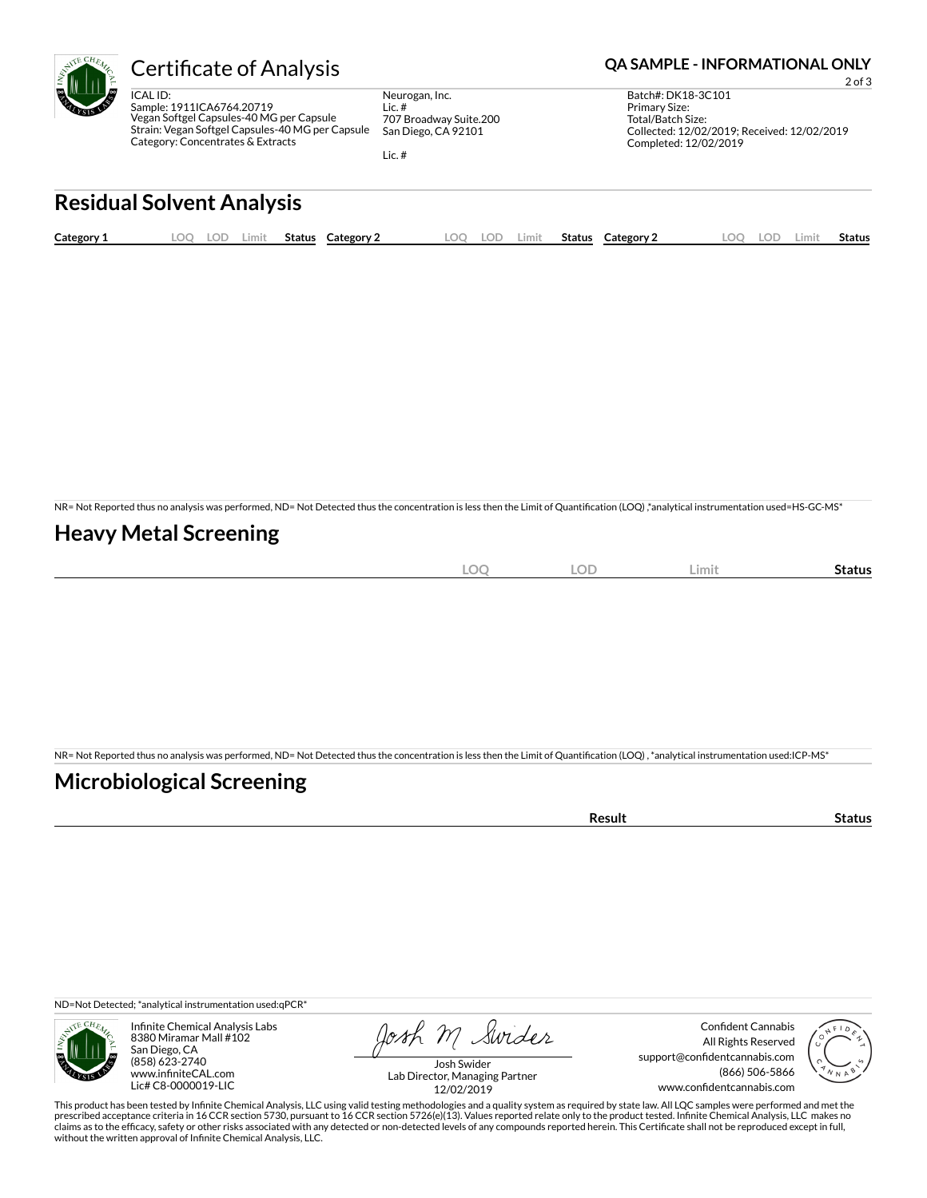# Certificate of Analysis

**QA SAMPLE - INFORMATIONAL ONLY**

ICAL ID:
Sample: 1911ICA6764.20719
Vegan Softgel Capsules-40 MG per Capsule
Strain: Vegan Softgel Capsules-40 MG per Capsule
Category: Concentrates & Extracts

Neurogan, Inc.
Lic. #
707 Broadway Suite.200
San Diego, CA 92101

Lic. #

Batch#: DK18-3C101
Primary Size:
Total/Batch Size:
Collected: 12/02/2019; Received: 12/02/2019
Completed: 12/02/2019

## Residual Solvent Analysis

| Category 1 | LOQ | LOD | Limit | Status | Category 2 | LOQ | LOD | Limit | Status | Category 2 | LOQ | LOD | Limit | Status |
|---|---|---|---|---|---|---|---|---|---|---|---|---|---|---|

NR= Not Reported thus no analysis was performed, ND= Not Detected thus the concentration is less then the Limit of Quantification (LOQ) ,*analytical instrumentation used=HS-GC-MS*

## Heavy Metal Screening

| | LOQ | LOD | Limit | Status |
|---|---|---|---|---|

NR= Not Reported thus no analysis was performed, ND= Not Detected thus the concentration is less then the Limit of Quantification (LOQ) , *analytical instrumentation used:ICP-MS*

## Microbiological Screening

| | Result | Status |
|---|---|---|

ND=Not Detected; *analytical instrumentation used:qPCR*

Infinite Chemical Analysis Labs
8380 Miramar Mall #102
San Diego, CA
(858) 623-2740
www.infiniteCAL.com
Lic# C8-0000019-LIC

Josh Swider
Lab Director, Managing Partner
12/02/2019

Confident Cannabis
All Rights Reserved
support@confidentcannabis.com
(866) 506-5866
www.confidentcannabis.com

This product has been tested by Infinite Chemical Analysis, LLC using valid testing methodologies and a quality system as required by state law. All LQC samples were performed and met the prescribed acceptance criteria in 16 CCR section 5730, pursuant to 16 CCR section 5726(e)(13). Values reported relate only to the product tested. Infinite Chemical Analysis, LLC makes no claims as to the efficacy, safety or other risks associated with any detected or non-detected levels of any compounds reported herein. This Certificate shall not be reproduced except in full, without the written approval of Infinite Chemical Analysis, LLC.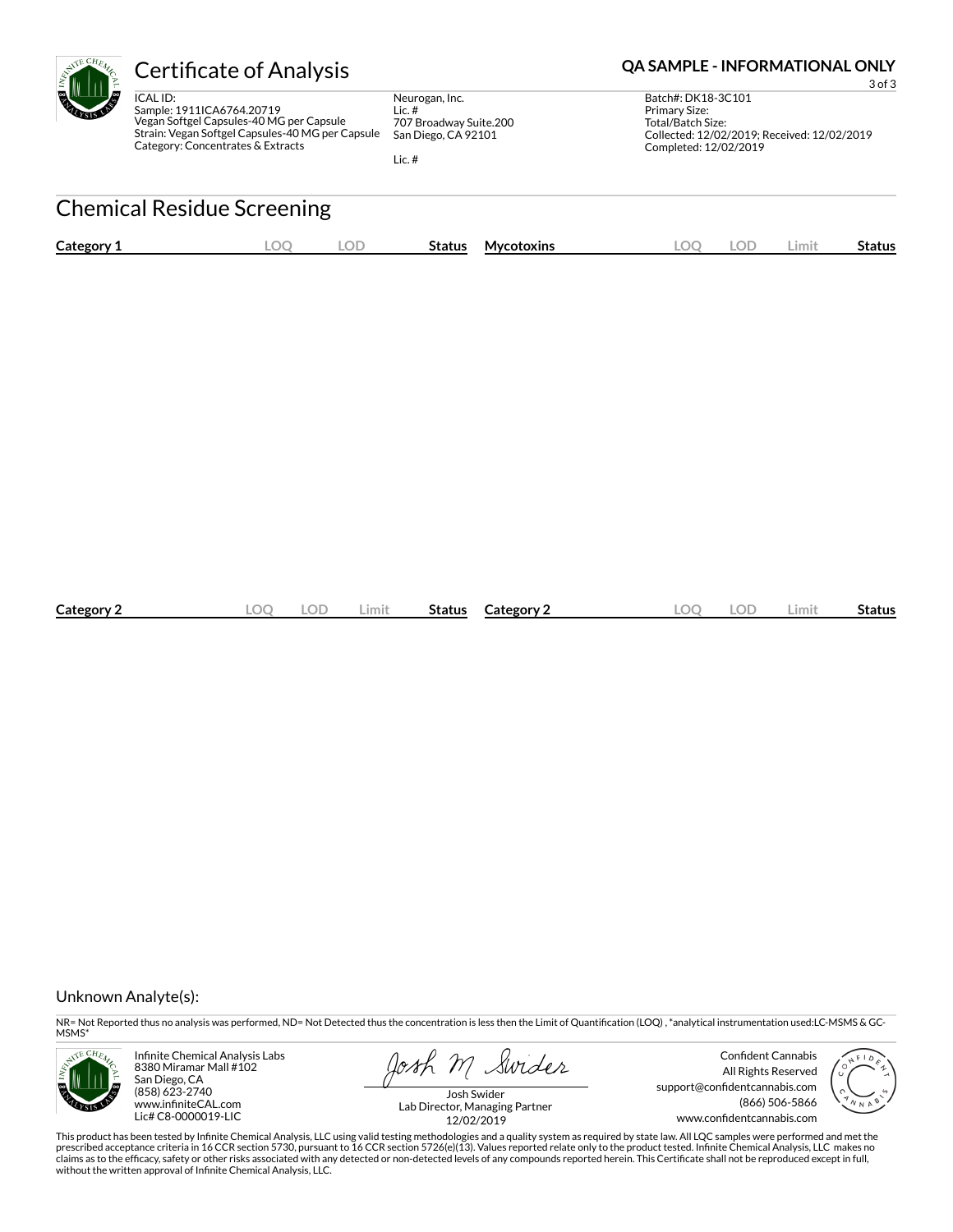# Certificate of Analysis

**QA SAMPLE - INFORMATIONAL ONLY**

ICAL ID:
Sample: 1911ICA6764.20719
Vegan Softgel Capsules-40 MG per Capsule
Strain: Vegan Softgel Capsules-40 MG per Capsule
Category: Concentrates & Extracts

Neurogan, Inc.
Lic. #
707 Broadway Suite.200
San Diego, CA 92101

Lic. #

Batch#: DK18-3C101
Primary Size:
Total/Batch Size:
Collected: 12/02/2019; Received: 12/02/2019
Completed: 12/02/2019

## Chemical Residue Screening

| Category 1 | LOQ | LOD | Status |
|---|---|---|---|

| Mycotoxins | LOQ | LOD | Limit | Status |
|---|---|---|---|---|

| Category 2 | LOQ | LOD | Limit | Status |
|---|---|---|---|---|

| Category 2 | LOQ | LOD | Limit | Status |
|---|---|---|---|---|

Unknown Analyte(s):

NR= Not Reported thus no analysis was performed, ND= Not Detected thus the concentration is less then the Limit of Quantification (LOQ) , *analytical instrumentation used:LC-MSMS & GC-MSMS*

Infinite Chemical Analysis Labs
8380 Miramar Mall #102
San Diego, CA
(858) 623-2740
www.infiniteCAL.com
Lic# C8-0000019-LIC

Josh Swider
Lab Director, Managing Partner
12/02/2019

Confident Cannabis
All Rights Reserved
support@confidentcannabis.com
(866) 506-5866
www.confidentcannabis.com

This product has been tested by Infinite Chemical Analysis, LLC using valid testing methodologies and a quality system as required by state law. All LQC samples were performed and met the prescribed acceptance criteria in 16 CCR section 5730, pursuant to 16 CCR section 5726(e)(13). Values reported relate only to the product tested. Infinite Chemical Analysis, LLC makes no claims as to the efficacy, safety or other risks associated with any detected or non-detected levels of any compounds reported herein. This Certificate shall not be reproduced except in full, without the written approval of Infinite Chemical Analysis, LLC.